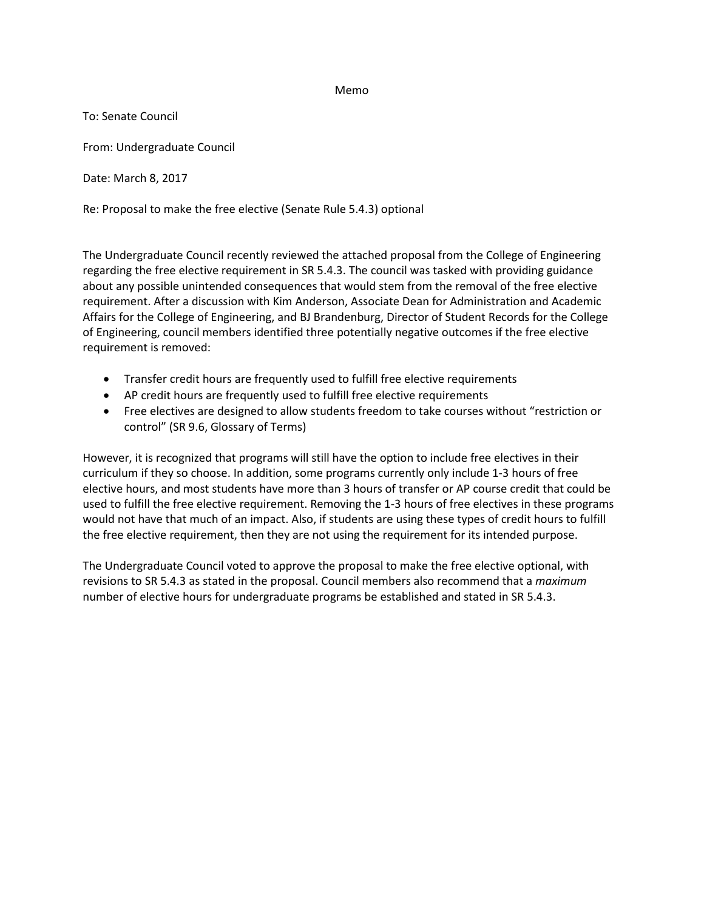# Memo

To: Senate Council

From: Undergraduate Council

Date: March 8, 2017

Re: Proposal to make the free elective (Senate Rule 5.4.3) optional

The Undergraduate Council recently reviewed the attached proposal from the College of Engineering regarding the free elective requirement in SR 5.4.3. The council was tasked with providing guidance about any possible unintended consequences that would stem from the removal of the free elective requirement. After a discussion with Kim Anderson, Associate Dean for Administration and Academic Affairs for the College of Engineering, and BJ Brandenburg, Director of Student Records for the College of Engineering, council members identified three potentially negative outcomes if the free elective requirement is removed:

- Transfer credit hours are frequently used to fulfill free elective requirements
- AP credit hours are frequently used to fulfill free elective requirements
- Free electives are designed to allow students freedom to take courses without "restriction or control" (SR 9.6, Glossary of Terms)

However, it is recognized that programs will still have the option to include free electives in their curriculum if they so choose. In addition, some programs currently only include 1-3 hours of free elective hours, and most students have more than 3 hours of transfer or AP course credit that could be used to fulfill the free elective requirement. Removing the 1-3 hours of free electives in these programs would not have that much of an impact. Also, if students are using these types of credit hours to fulfill the free elective requirement, then they are not using the requirement for its intended purpose.

The Undergraduate Council voted to approve the proposal to make the free elective optional, with revisions to SR 5.4.3 as stated in the proposal. Council members also recommend that a *maximum* number of elective hours for undergraduate programs be established and stated in SR 5.4.3.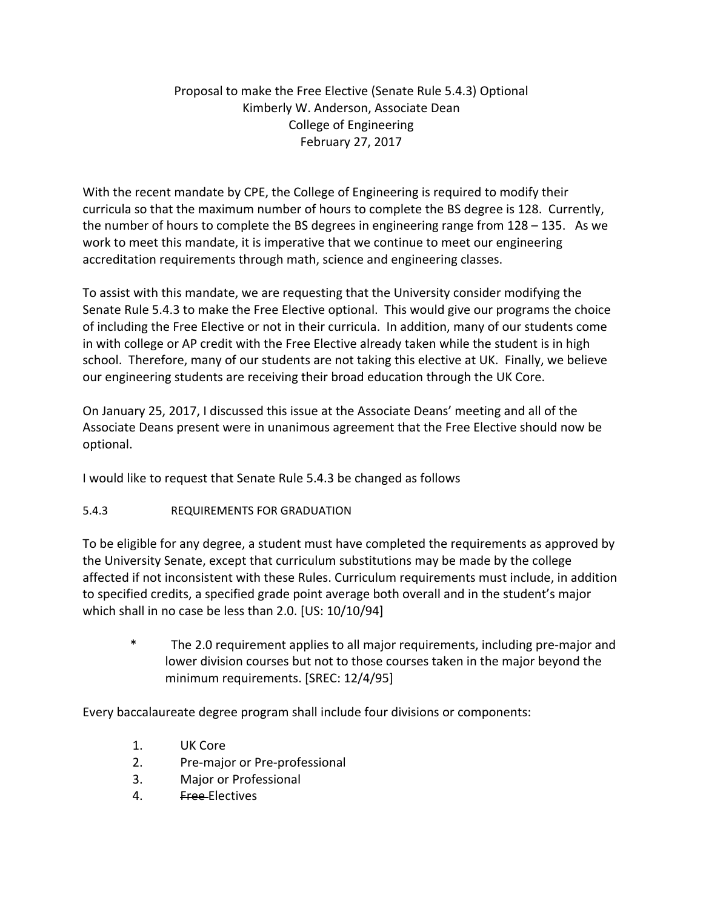Proposal to make the Free Elective (Senate Rule 5.4.3) Optional
Kimberly W. Anderson, Associate Dean
College of Engineering
February 27, 2017

With the recent mandate by CPE, the College of Engineering is required to modify their curricula so that the maximum number of hours to complete the BS degree is 128. Currently, the number of hours to complete the BS degrees in engineering range from 128 – 135. As we work to meet this mandate, it is imperative that we continue to meet our engineering accreditation requirements through math, science and engineering classes.

To assist with this mandate, we are requesting that the University consider modifying the Senate Rule 5.4.3 to make the Free Elective optional. This would give our programs the choice of including the Free Elective or not in their curricula. In addition, many of our students come in with college or AP credit with the Free Elective already taken while the student is in high school. Therefore, many of our students are not taking this elective at UK. Finally, we believe our engineering students are receiving their broad education through the UK Core.

On January 25, 2017, I discussed this issue at the Associate Deans' meeting and all of the Associate Deans present were in unanimous agreement that the Free Elective should now be optional.

I would like to request that Senate Rule 5.4.3 be changed as follows

5.4.3 REQUIREMENTS FOR GRADUATION

To be eligible for any degree, a student must have completed the requirements as approved by the University Senate, except that curriculum substitutions may be made by the college affected if not inconsistent with these Rules. Curriculum requirements must include, in addition to specified credits, a specified grade point average both overall and in the student's major which shall in no case be less than 2.0. [US: 10/10/94]

> * The 2.0 requirement applies to all major requirements, including pre-major and lower division courses but not to those courses taken in the major beyond the minimum requirements. [SREC: 12/4/95]

Every baccalaureate degree program shall include four divisions or components:

1. UK Core
2. Pre-major or Pre-professional
3. Major or Professional
4. ~~Free~~ Electives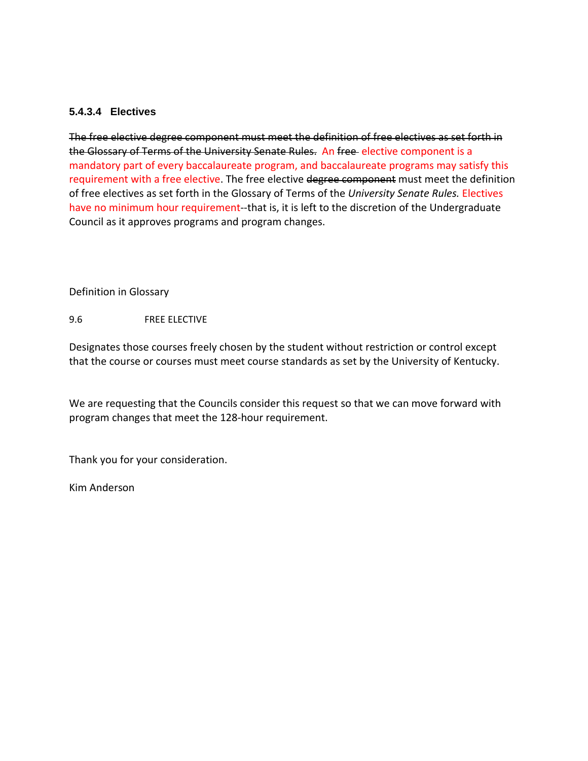#### 5.4.3.4 Electives

~~The free elective degree component must meet the definition of free electives as set forth in the Glossary of Terms of the University Senate Rules.~~ An ~~free~~ elective component is a mandatory part of every baccalaureate program, and baccalaureate programs may satisfy this requirement with a free elective. The free elective ~~degree component~~ must meet the definition of free electives as set forth in the Glossary of Terms of the *University Senate Rules.* Electives have no minimum hour requirement--that is, it is left to the discretion of the Undergraduate Council as it approves programs and program changes.

Definition in Glossary

9.6 FREE ELECTIVE

Designates those courses freely chosen by the student without restriction or control except that the course or courses must meet course standards as set by the University of Kentucky.

We are requesting that the Councils consider this request so that we can move forward with program changes that meet the 128-hour requirement.

Thank you for your consideration.

Kim Anderson